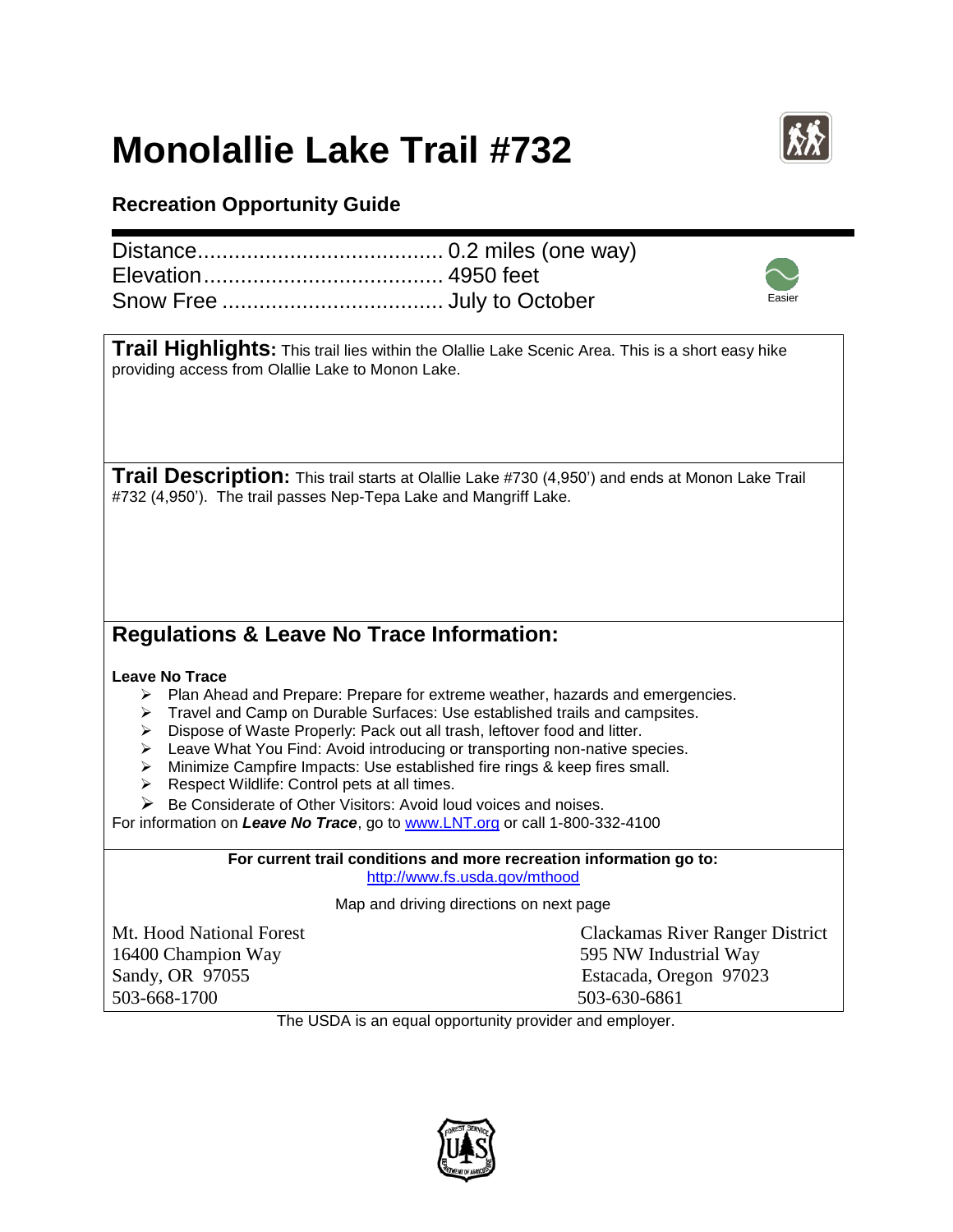# Monolallie Lake Trail #732

## Recreation Opportunity Guide

Distance........................................ 0.2 miles (one way)
Elevation....................................... 4950 feet
Snow Free ................................... July to October

Easier

**Trail Highlights:** This trail lies within the Olallie Lake Scenic Area. This is a short easy hike providing access from Olallie Lake to Monon Lake.

**Trail Description:** This trail starts at Olallie Lake #730 (4,950') and ends at Monon Lake Trail #732 (4,950'). The trail passes Nep-Tepa Lake and Mangriff Lake.

## Regulations & Leave No Trace Information:

**Leave No Trace**

- Plan Ahead and Prepare: Prepare for extreme weather, hazards and emergencies.
- Travel and Camp on Durable Surfaces: Use established trails and campsites.
- Dispose of Waste Properly: Pack out all trash, leftover food and litter.
- Leave What You Find: Avoid introducing or transporting non-native species.
- Minimize Campfire Impacts: Use established fire rings & keep fires small.
- Respect Wildlife: Control pets at all times.
- Be Considerate of Other Visitors: Avoid loud voices and noises.

For information on ***Leave No Trace***, go to www.LNT.org or call 1-800-332-4100

**For current trail conditions and more recreation information go to:**
http://www.fs.usda.gov/mthood

Map and driving directions on next page

Mt. Hood National Forest
16400 Champion Way
Sandy, OR 97055
503-668-1700

Clackamas River Ranger District
595 NW Industrial Way
Estacada, Oregon 97023
503-630-6861

The USDA is an equal opportunity provider and employer.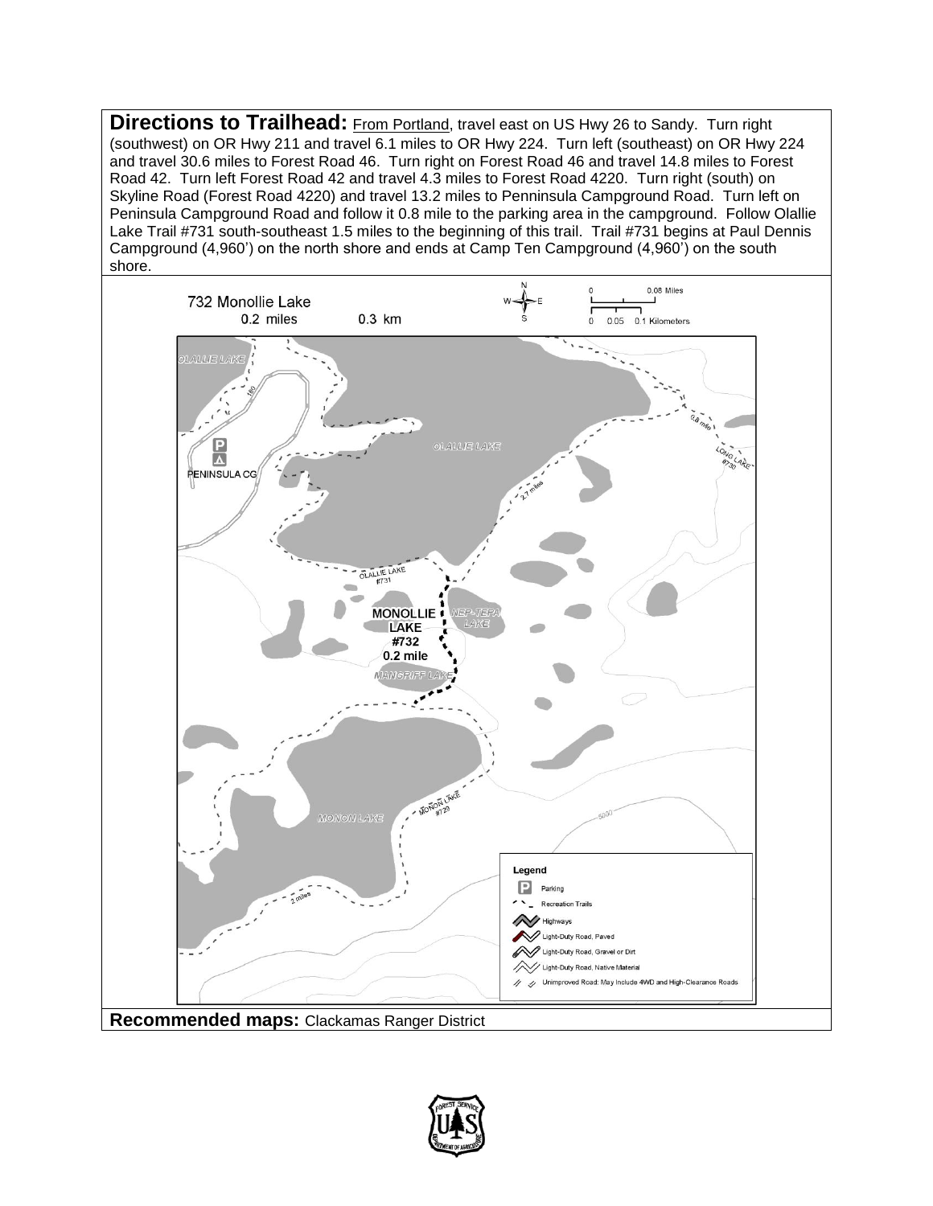**Directions to Trailhead:** From Portland, travel east on US Hwy 26 to Sandy. Turn right (southwest) on OR Hwy 211 and travel 6.1 miles to OR Hwy 224. Turn left (southeast) on OR Hwy 224 and travel 30.6 miles to Forest Road 46. Turn right on Forest Road 46 and travel 14.8 miles to Forest Road 42. Turn left Forest Road 42 and travel 4.3 miles to Forest Road 4220. Turn right (south) on Skyline Road (Forest Road 4220) and travel 13.2 miles to Penninsula Campground Road. Turn left on Peninsula Campground Road and follow it 0.8 mile to the parking area in the campground. Follow Olallie Lake Trail #731 south-southeast 1.5 miles to the beginning of this trail. Trail #731 begins at Paul Dennis Campground (4,960') on the north shore and ends at Camp Ten Campground (4,960') on the south shore.

732 Monollie Lake
0.2 miles
0.3 km

0 0.08 Miles
0 0.05 0.1 Kilometers

OLALLIE LAKE
PENINSULA CG
0.8 mile
LONG LAKE #730
2.7 miles
OLALLIE LAKE #731
MONOLLIE LAKE #732 0.2 mile
NEP-TEPA LAKE
MANGRIFF LAKE
MONON LAKE
MONON LAKE #729
2 miles
5000

Legend
Parking
Recreation Trails
Highways
Light-Duty Road, Paved
Light-Duty Road, Gravel or Dirt
Light-Duty Road, Native Material
Unimproved Road: May Include 4WD and High-Clearance Roads

**Recommended maps:** Clackamas Ranger District